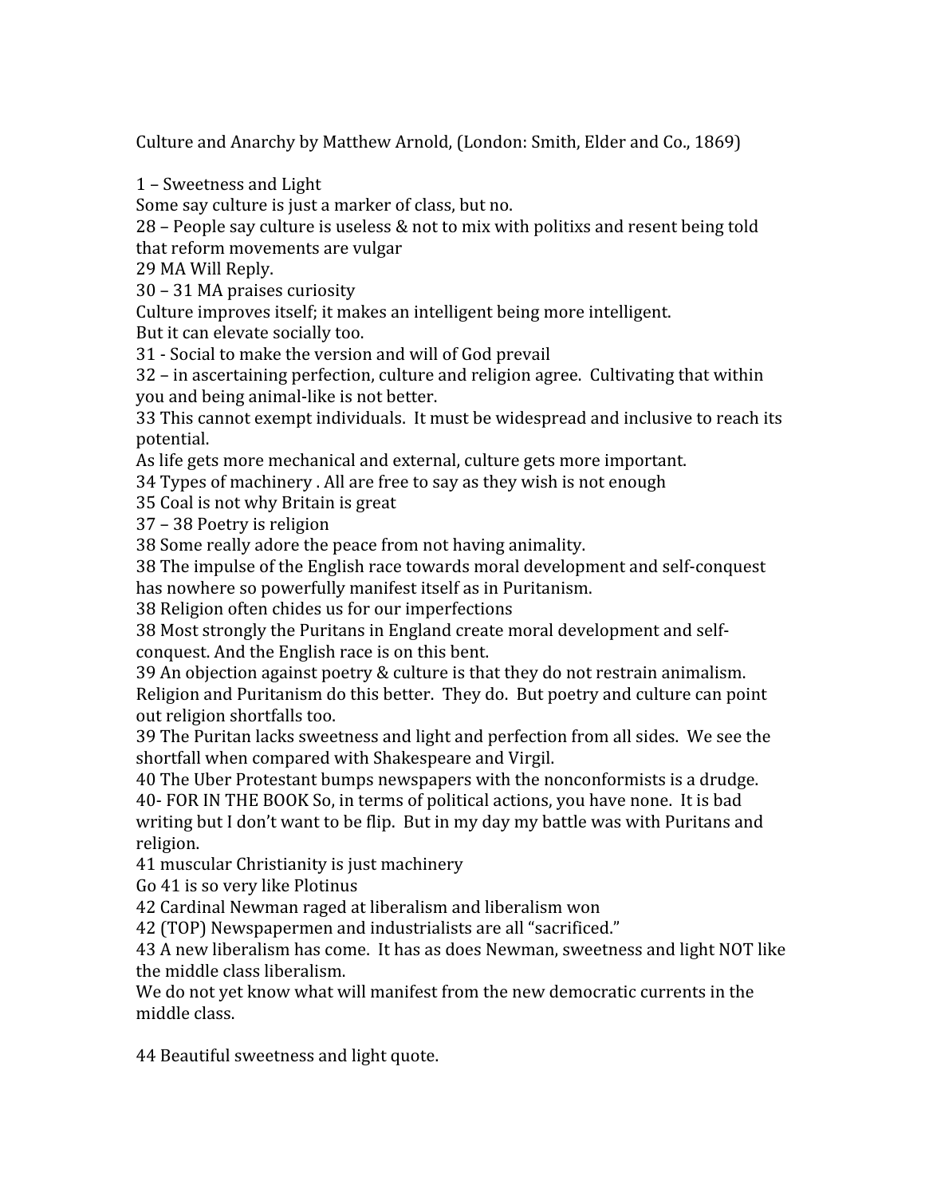Culture and Anarchy by Matthew Arnold, (London: Smith, Elder and Co., 1869)

1 – Sweetness and Light
Some say culture is just a marker of class, but no.
28 – People say culture is useless & not to mix with politixs and resent being told that reform movements are vulgar
29 MA Will Reply.
30 – 31 MA praises curiosity
Culture improves itself; it makes an intelligent being more intelligent.
But it can elevate socially too.
31 - Social to make the version and will of God prevail
32 – in ascertaining perfection, culture and religion agree. Cultivating that within you and being animal-like is not better.
33 This cannot exempt individuals. It must be widespread and inclusive to reach its potential.
As life gets more mechanical and external, culture gets more important.
34 Types of machinery . All are free to say as they wish is not enough
35 Coal is not why Britain is great
37 – 38 Poetry is religion
38 Some really adore the peace from not having animality.
38 The impulse of the English race towards moral development and self-conquest has nowhere so powerfully manifest itself as in Puritanism.
38 Religion often chides us for our imperfections
38 Most strongly the Puritans in England create moral development and self-conquest. And the English race is on this bent.
39 An objection against poetry & culture is that they do not restrain animalism. Religion and Puritanism do this better. They do. But poetry and culture can point out religion shortfalls too.
39 The Puritan lacks sweetness and light and perfection from all sides. We see the shortfall when compared with Shakespeare and Virgil.
40 The Uber Protestant bumps newspapers with the nonconformists is a drudge.
40- FOR IN THE BOOK So, in terms of political actions, you have none. It is bad writing but I don't want to be flip. But in my day my battle was with Puritans and religion.
41 muscular Christianity is just machinery
Go 41 is so very like Plotinus
42 Cardinal Newman raged at liberalism and liberalism won
42 (TOP) Newspapermen and industrialists are all "sacrificed."
43 A new liberalism has come. It has as does Newman, sweetness and light NOT like the middle class liberalism.
We do not yet know what will manifest from the new democratic currents in the middle class.

44 Beautiful sweetness and light quote.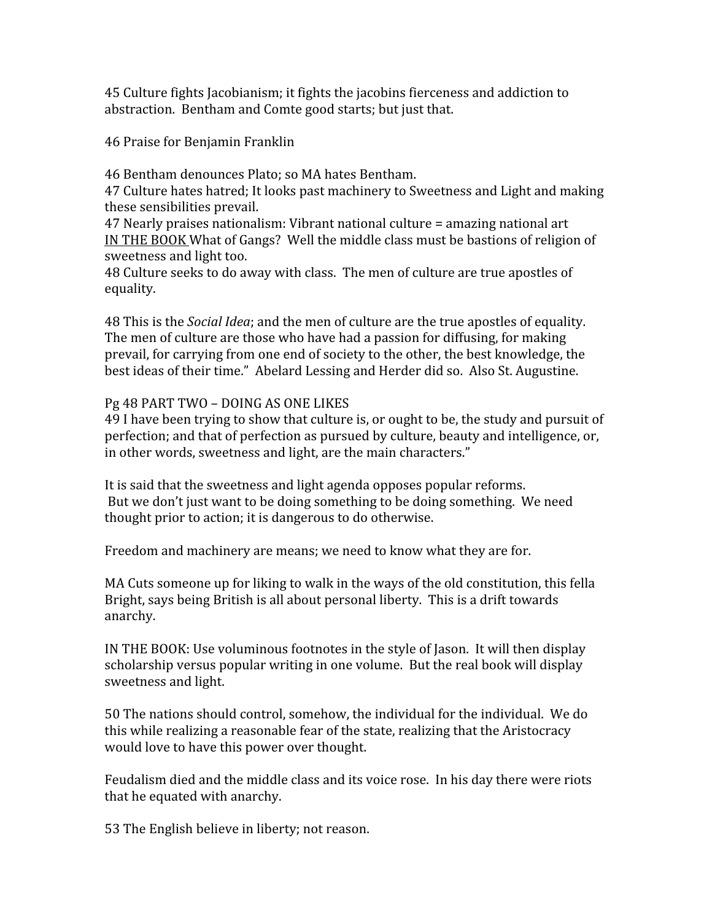45 Culture fights Jacobianism; it fights the jacobins fierceness and addiction to abstraction. Bentham and Comte good starts; but just that.

46 Praise for Benjamin Franklin

46 Bentham denounces Plato; so MA hates Bentham.
47 Culture hates hatred; It looks past machinery to Sweetness and Light and making these sensibilities prevail.
47 Nearly praises nationalism: Vibrant national culture = amazing national art
<u>IN THE BOOK</u> What of Gangs? Well the middle class must be bastions of religion of sweetness and light too.
48 Culture seeks to do away with class. The men of culture are true apostles of equality.

48 This is the *Social Idea*; and the men of culture are the true apostles of equality. The men of culture are those who have had a passion for diffusing, for making prevail, for carrying from one end of society to the other, the best knowledge, the best ideas of their time." Abelard Lessing and Herder did so. Also St. Augustine.

Pg 48 PART TWO – DOING AS ONE LIKES
49 I have been trying to show that culture is, or ought to be, the study and pursuit of perfection; and that of perfection as pursued by culture, beauty and intelligence, or, in other words, sweetness and light, are the main characters."

It is said that the sweetness and light agenda opposes popular reforms.
But we don't just want to be doing something to be doing something. We need thought prior to action; it is dangerous to do otherwise.

Freedom and machinery are means; we need to know what they are for.

MA Cuts someone up for liking to walk in the ways of the old constitution, this fella Bright, says being British is all about personal liberty. This is a drift towards anarchy.

IN THE BOOK: Use voluminous footnotes in the style of Jason. It will then display scholarship versus popular writing in one volume. But the real book will display sweetness and light.

50 The nations should control, somehow, the individual for the individual. We do this while realizing a reasonable fear of the state, realizing that the Aristocracy would love to have this power over thought.

Feudalism died and the middle class and its voice rose. In his day there were riots that he equated with anarchy.

53 The English believe in liberty; not reason.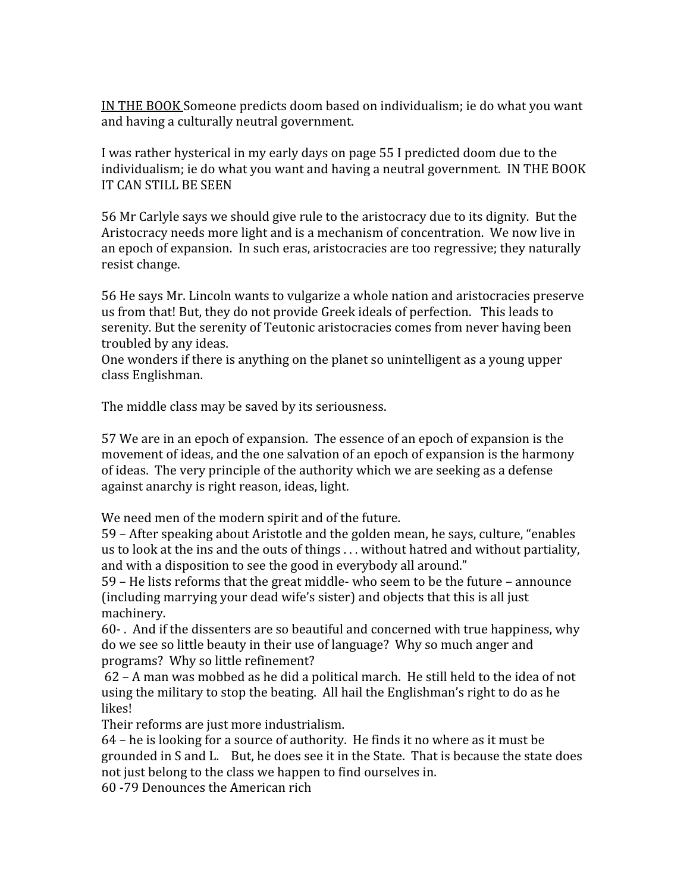<u>IN THE BOOK</u> Someone predicts doom based on individualism; ie do what you want and having a culturally neutral government.

I was rather hysterical in my early days on page 55 I predicted doom due to the individualism; ie do what you want and having a neutral government. IN THE BOOK IT CAN STILL BE SEEN

56 Mr Carlyle says we should give rule to the aristocracy due to its dignity. But the Aristocracy needs more light and is a mechanism of concentration. We now live in an epoch of expansion. In such eras, aristocracies are too regressive; they naturally resist change.

56 He says Mr. Lincoln wants to vulgarize a whole nation and aristocracies preserve us from that! But, they do not provide Greek ideals of perfection. This leads to serenity. But the serenity of Teutonic aristocracies comes from never having been troubled by any ideas.
One wonders if there is anything on the planet so unintelligent as a young upper class Englishman.

The middle class may be saved by its seriousness.

57 We are in an epoch of expansion. The essence of an epoch of expansion is the movement of ideas, and the one salvation of an epoch of expansion is the harmony of ideas. The very principle of the authority which we are seeking as a defense against anarchy is right reason, ideas, light.

We need men of the modern spirit and of the future.
59 – After speaking about Aristotle and the golden mean, he says, culture, "enables us to look at the ins and the outs of things . . . without hatred and without partiality, and with a disposition to see the good in everybody all around."
59 – He lists reforms that the great middle- who seem to be the future – announce (including marrying your dead wife's sister) and objects that this is all just machinery.
60- . And if the dissenters are so beautiful and concerned with true happiness, why do we see so little beauty in their use of language? Why so much anger and programs? Why so little refinement?
62 – A man was mobbed as he did a political march. He still held to the idea of not using the military to stop the beating. All hail the Englishman's right to do as he likes!
Their reforms are just more industrialism.
64 – he is looking for a source of authority. He finds it no where as it must be grounded in S and L. But, he does see it in the State. That is because the state does not just belong to the class we happen to find ourselves in.
60 -79 Denounces the American rich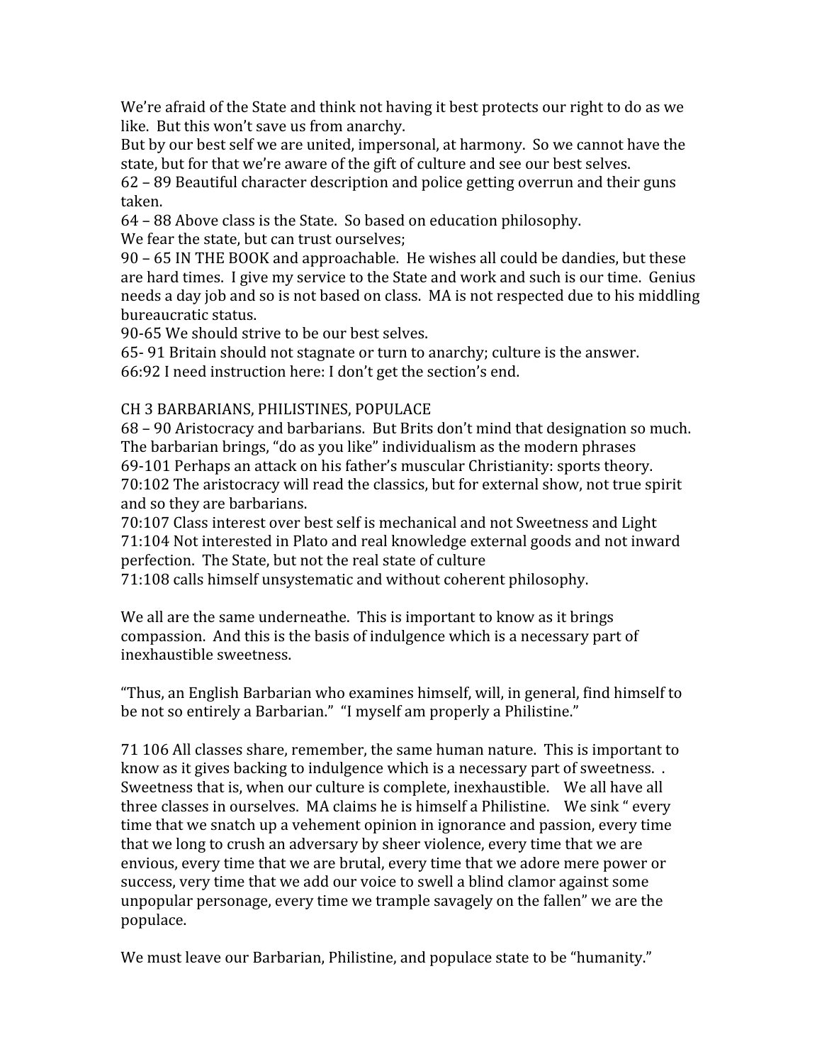We're afraid of the State and think not having it best protects our right to do as we like. But this won't save us from anarchy.
But by our best self we are united, impersonal, at harmony. So we cannot have the state, but for that we're aware of the gift of culture and see our best selves.
62 – 89 Beautiful character description and police getting overrun and their guns taken.
64 – 88 Above class is the State. So based on education philosophy.
We fear the state, but can trust ourselves;
90 – 65 IN THE BOOK and approachable. He wishes all could be dandies, but these are hard times. I give my service to the State and work and such is our time. Genius needs a day job and so is not based on class. MA is not respected due to his middling bureaucratic status.
90-65 We should strive to be our best selves.
65- 91 Britain should not stagnate or turn to anarchy; culture is the answer.
66:92 I need instruction here: I don't get the section's end.

CH 3 BARBARIANS, PHILISTINES, POPULACE
68 – 90 Aristocracy and barbarians. But Brits don't mind that designation so much. The barbarian brings, "do as you like" individualism as the modern phrases
69-101 Perhaps an attack on his father's muscular Christianity: sports theory.
70:102 The aristocracy will read the classics, but for external show, not true spirit and so they are barbarians.
70:107 Class interest over best self is mechanical and not Sweetness and Light
71:104 Not interested in Plato and real knowledge external goods and not inward perfection. The State, but not the real state of culture
71:108 calls himself unsystematic and without coherent philosophy.

We all are the same underneathe. This is important to know as it brings compassion. And this is the basis of indulgence which is a necessary part of inexhaustible sweetness.

"Thus, an English Barbarian who examines himself, will, in general, find himself to be not so entirely a Barbarian." "I myself am properly a Philistine."

71 106 All classes share, remember, the same human nature. This is important to know as it gives backing to indulgence which is a necessary part of sweetness. . Sweetness that is, when our culture is complete, inexhaustible. We all have all three classes in ourselves. MA claims he is himself a Philistine. We sink " every time that we snatch up a vehement opinion in ignorance and passion, every time that we long to crush an adversary by sheer violence, every time that we are envious, every time that we are brutal, every time that we adore mere power or success, very time that we add our voice to swell a blind clamor against some unpopular personage, every time we trample savagely on the fallen" we are the populace.

We must leave our Barbarian, Philistine, and populace state to be "humanity."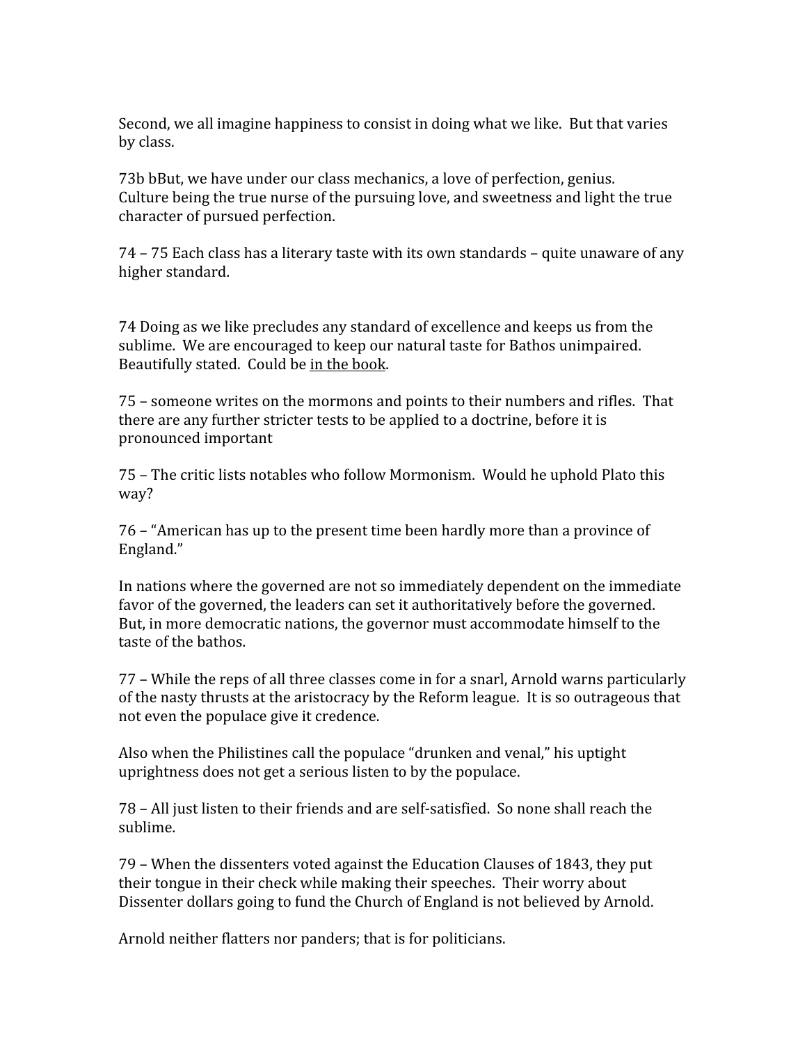Second, we all imagine happiness to consist in doing what we like. But that varies by class.

73b bBut, we have under our class mechanics, a love of perfection, genius. Culture being the true nurse of the pursuing love, and sweetness and light the true character of pursued perfection.

74 – 75 Each class has a literary taste with its own standards – quite unaware of any higher standard.

74 Doing as we like precludes any standard of excellence and keeps us from the sublime. We are encouraged to keep our natural taste for Bathos unimpaired. Beautifully stated. Could be <u>in the book</u>.

75 – someone writes on the mormons and points to their numbers and rifles. That there are any further stricter tests to be applied to a doctrine, before it is pronounced important

75 – The critic lists notables who follow Mormonism. Would he uphold Plato this way?

76 – "American has up to the present time been hardly more than a province of England."

In nations where the governed are not so immediately dependent on the immediate favor of the governed, the leaders can set it authoritatively before the governed. But, in more democratic nations, the governor must accommodate himself to the taste of the bathos.

77 – While the reps of all three classes come in for a snarl, Arnold warns particularly of the nasty thrusts at the aristocracy by the Reform league. It is so outrageous that not even the populace give it credence.

Also when the Philistines call the populace "drunken and venal," his uptight uprightness does not get a serious listen to by the populace.

78 – All just listen to their friends and are self-satisfied. So none shall reach the sublime.

79 – When the dissenters voted against the Education Clauses of 1843, they put their tongue in their check while making their speeches. Their worry about Dissenter dollars going to fund the Church of England is not believed by Arnold.

Arnold neither flatters nor panders; that is for politicians.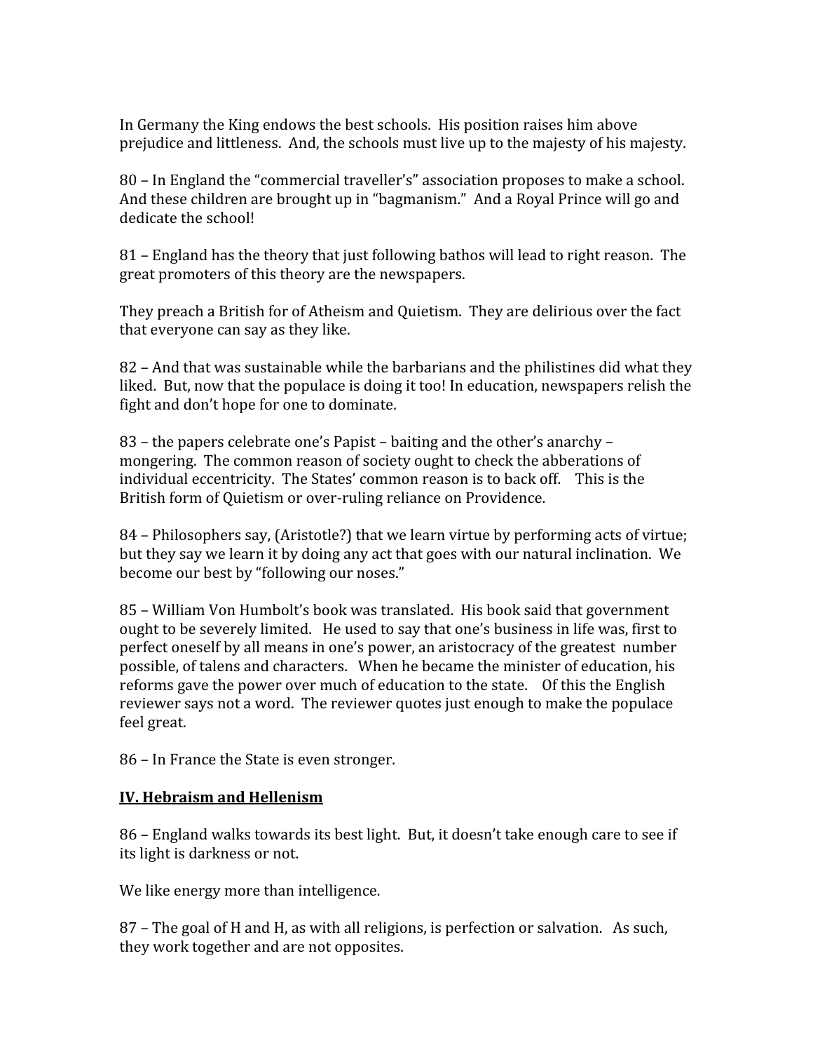In Germany the King endows the best schools. His position raises him above prejudice and littleness. And, the schools must live up to the majesty of his majesty.

80 – In England the "commercial traveller's" association proposes to make a school. And these children are brought up in "bagmanism." And a Royal Prince will go and dedicate the school!

81 – England has the theory that just following bathos will lead to right reason. The great promoters of this theory are the newspapers.

They preach a British for of Atheism and Quietism. They are delirious over the fact that everyone can say as they like.

82 – And that was sustainable while the barbarians and the philistines did what they liked. But, now that the populace is doing it too! In education, newspapers relish the fight and don't hope for one to dominate.

83 – the papers celebrate one's Papist – baiting and the other's anarchy – mongering. The common reason of society ought to check the abberations of individual eccentricity. The States' common reason is to back off. This is the British form of Quietism or over-ruling reliance on Providence.

84 – Philosophers say, (Aristotle?) that we learn virtue by performing acts of virtue; but they say we learn it by doing any act that goes with our natural inclination. We become our best by "following our noses."

85 – William Von Humbolt's book was translated. His book said that government ought to be severely limited. He used to say that one's business in life was, first to perfect oneself by all means in one's power, an aristocracy of the greatest number possible, of talens and characters. When he became the minister of education, his reforms gave the power over much of education to the state. Of this the English reviewer says not a word. The reviewer quotes just enough to make the populace feel great.

86 – In France the State is even stronger.

**IV. Hebraism and Hellenism**

86 – England walks towards its best light. But, it doesn't take enough care to see if its light is darkness or not.

We like energy more than intelligence.

87 – The goal of H and H, as with all religions, is perfection or salvation. As such, they work together and are not opposites.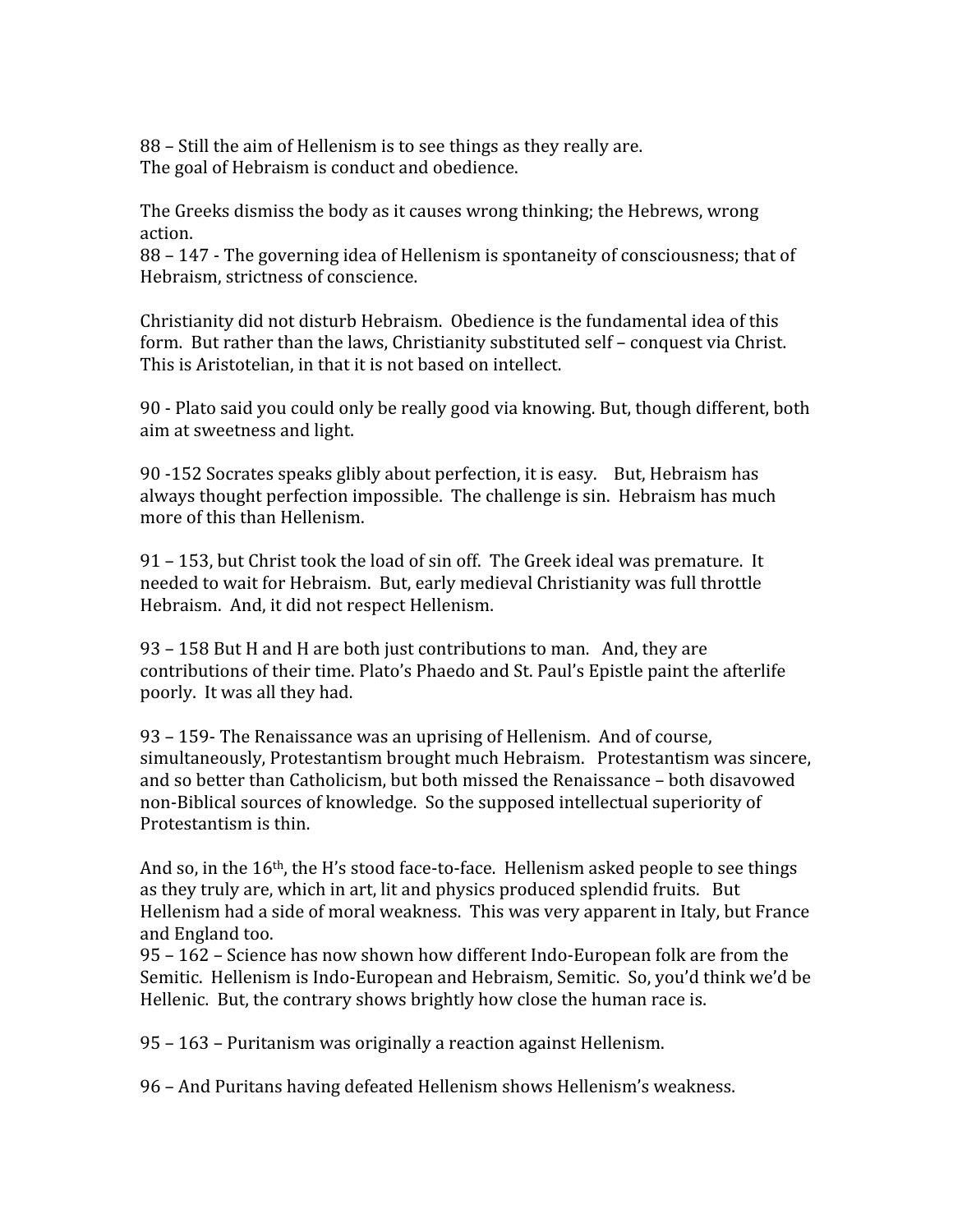88 – Still the aim of Hellenism is to see things as they really are.
The goal of Hebraism is conduct and obedience.

The Greeks dismiss the body as it causes wrong thinking; the Hebrews, wrong action.
88 – 147 - The governing idea of Hellenism is spontaneity of consciousness; that of Hebraism, strictness of conscience.

Christianity did not disturb Hebraism. Obedience is the fundamental idea of this form. But rather than the laws, Christianity substituted self – conquest via Christ. This is Aristotelian, in that it is not based on intellect.

90 - Plato said you could only be really good via knowing. But, though different, both aim at sweetness and light.

90 -152 Socrates speaks glibly about perfection, it is easy. But, Hebraism has always thought perfection impossible. The challenge is sin. Hebraism has much more of this than Hellenism.

91 – 153, but Christ took the load of sin off. The Greek ideal was premature. It needed to wait for Hebraism. But, early medieval Christianity was full throttle Hebraism. And, it did not respect Hellenism.

93 – 158 But H and H are both just contributions to man. And, they are contributions of their time. Plato's Phaedo and St. Paul's Epistle paint the afterlife poorly. It was all they had.

93 – 159- The Renaissance was an uprising of Hellenism. And of course, simultaneously, Protestantism brought much Hebraism. Protestantism was sincere, and so better than Catholicism, but both missed the Renaissance – both disavowed non-Biblical sources of knowledge. So the supposed intellectual superiority of Protestantism is thin.

And so, in the 16th, the H's stood face-to-face. Hellenism asked people to see things as they truly are, which in art, lit and physics produced splendid fruits. But Hellenism had a side of moral weakness. This was very apparent in Italy, but France and England too.
95 – 162 – Science has now shown how different Indo-European folk are from the Semitic. Hellenism is Indo-European and Hebraism, Semitic. So, you'd think we'd be Hellenic. But, the contrary shows brightly how close the human race is.

95 – 163 – Puritanism was originally a reaction against Hellenism.

96 – And Puritans having defeated Hellenism shows Hellenism's weakness.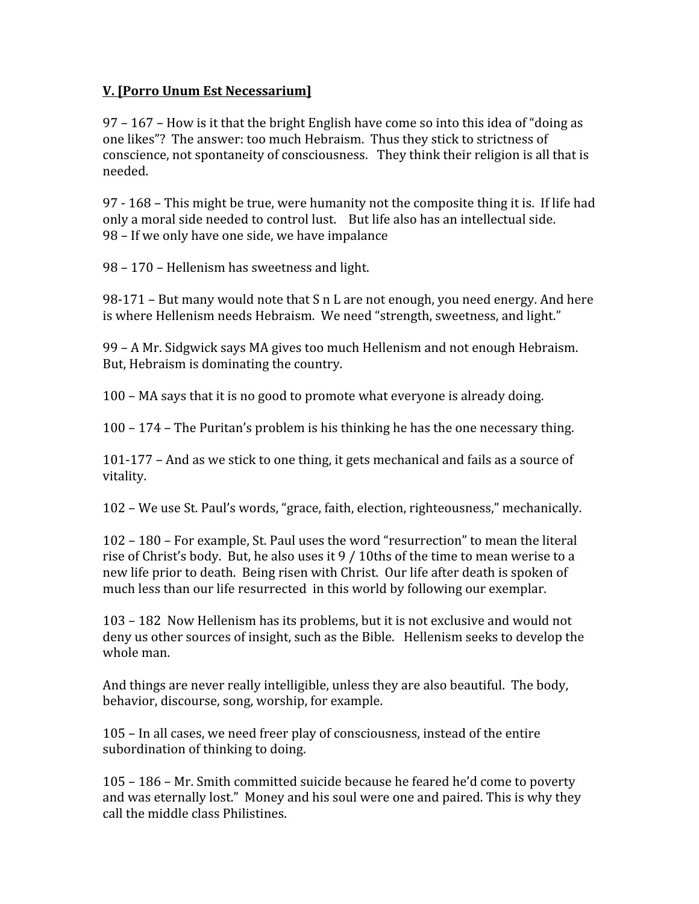**V. [Porro Unum Est Necessarium]**

97 – 167 – How is it that the bright English have come so into this idea of "doing as one likes"? The answer: too much Hebraism. Thus they stick to strictness of conscience, not spontaneity of consciousness. They think their religion is all that is needed.

97 - 168 – This might be true, were humanity not the composite thing it is. If life had only a moral side needed to control lust. But life also has an intellectual side.
98 – If we only have one side, we have impalance

98 – 170 – Hellenism has sweetness and light.

98-171 – But many would note that S n L are not enough, you need energy. And here is where Hellenism needs Hebraism. We need "strength, sweetness, and light."

99 – A Mr. Sidgwick says MA gives too much Hellenism and not enough Hebraism. But, Hebraism is dominating the country.

100 – MA says that it is no good to promote what everyone is already doing.

100 – 174 – The Puritan's problem is his thinking he has the one necessary thing.

101-177 – And as we stick to one thing, it gets mechanical and fails as a source of vitality.

102 – We use St. Paul's words, "grace, faith, election, righteousness," mechanically.

102 – 180 – For example, St. Paul uses the word "resurrection" to mean the literal rise of Christ's body. But, he also uses it 9 / 10ths of the time to mean werise to a new life prior to death. Being risen with Christ. Our life after death is spoken of much less than our life resurrected in this world by following our exemplar.

103 – 182 Now Hellenism has its problems, but it is not exclusive and would not deny us other sources of insight, such as the Bible. Hellenism seeks to develop the whole man.

And things are never really intelligible, unless they are also beautiful. The body, behavior, discourse, song, worship, for example.

105 – In all cases, we need freer play of consciousness, instead of the entire subordination of thinking to doing.

105 – 186 – Mr. Smith committed suicide because he feared he'd come to poverty and was eternally lost." Money and his soul were one and paired. This is why they call the middle class Philistines.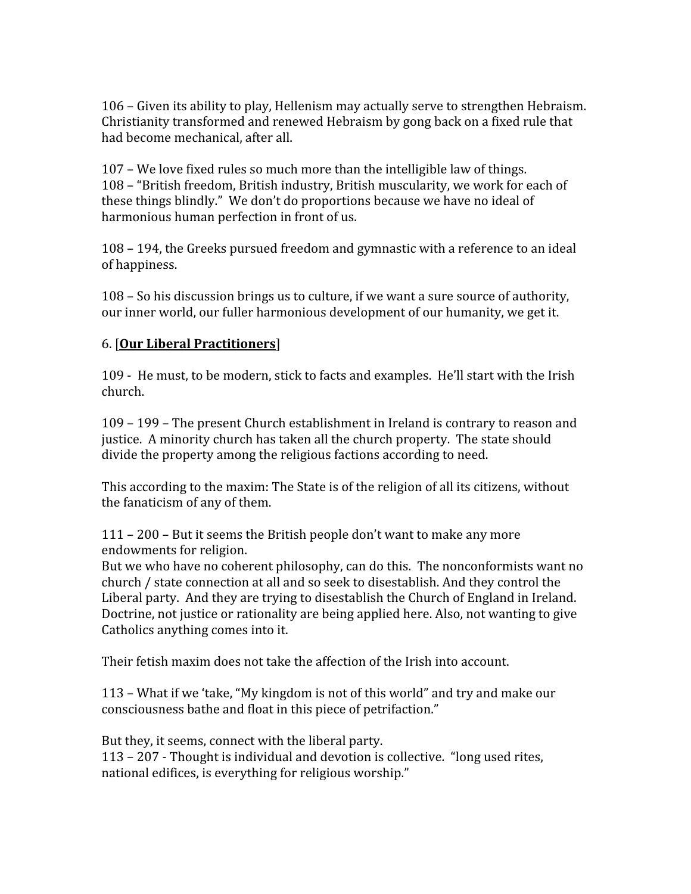106 – Given its ability to play, Hellenism may actually serve to strengthen Hebraism. Christianity transformed and renewed Hebraism by gong back on a fixed rule that had become mechanical, after all.

107 – We love fixed rules so much more than the intelligible law of things.
108 – "British freedom, British industry, British muscularity, we work for each of these things blindly." We don't do proportions because we have no ideal of harmonious human perfection in front of us.

108 – 194, the Greeks pursued freedom and gymnastic with a reference to an ideal of happiness.

108 – So his discussion brings us to culture, if we want a sure source of authority, our inner world, our fuller harmonious development of our humanity, we get it.

6. [**<u>Our Liberal Practitioners</u>**]

109 - He must, to be modern, stick to facts and examples. He'll start with the Irish church.

109 – 199 – The present Church establishment in Ireland is contrary to reason and justice. A minority church has taken all the church property. The state should divide the property among the religious factions according to need.

This according to the maxim: The State is of the religion of all its citizens, without the fanaticism of any of them.

111 – 200 – But it seems the British people don't want to make any more endowments for religion.
But we who have no coherent philosophy, can do this. The nonconformists want no church / state connection at all and so seek to disestablish. And they control the Liberal party. And they are trying to disestablish the Church of England in Ireland. Doctrine, not justice or rationality are being applied here. Also, not wanting to give Catholics anything comes into it.

Their fetish maxim does not take the affection of the Irish into account.

113 – What if we 'take, "My kingdom is not of this world" and try and make our consciousness bathe and float in this piece of petrifaction."

But they, it seems, connect with the liberal party.
113 – 207 - Thought is individual and devotion is collective. "long used rites, national edifices, is everything for religious worship."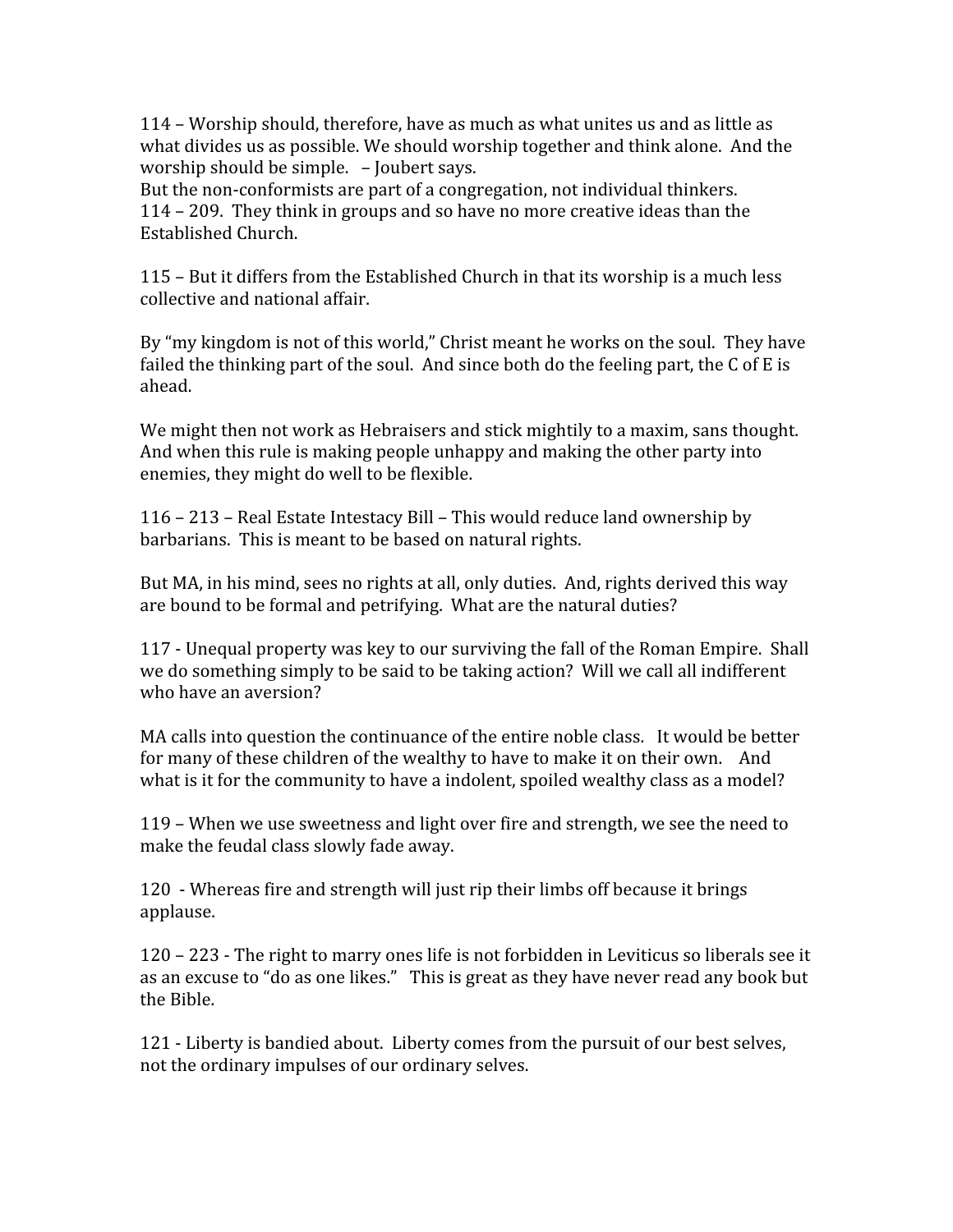114 – Worship should, therefore, have as much as what unites us and as little as what divides us as possible. We should worship together and think alone. And the worship should be simple. – Joubert says.
But the non-conformists are part of a congregation, not individual thinkers.
114 – 209. They think in groups and so have no more creative ideas than the Established Church.

115 – But it differs from the Established Church in that its worship is a much less collective and national affair.

By "my kingdom is not of this world," Christ meant he works on the soul. They have failed the thinking part of the soul. And since both do the feeling part, the C of E is ahead.

We might then not work as Hebraisers and stick mightily to a maxim, sans thought. And when this rule is making people unhappy and making the other party into enemies, they might do well to be flexible.

116 – 213 – Real Estate Intestacy Bill – This would reduce land ownership by barbarians. This is meant to be based on natural rights.

But MA, in his mind, sees no rights at all, only duties. And, rights derived this way are bound to be formal and petrifying. What are the natural duties?

117 - Unequal property was key to our surviving the fall of the Roman Empire. Shall we do something simply to be said to be taking action? Will we call all indifferent who have an aversion?

MA calls into question the continuance of the entire noble class. It would be better for many of these children of the wealthy to have to make it on their own. And what is it for the community to have a indolent, spoiled wealthy class as a model?

119 – When we use sweetness and light over fire and strength, we see the need to make the feudal class slowly fade away.

120 - Whereas fire and strength will just rip their limbs off because it brings applause.

120 – 223 - The right to marry ones life is not forbidden in Leviticus so liberals see it as an excuse to "do as one likes." This is great as they have never read any book but the Bible.

121 - Liberty is bandied about. Liberty comes from the pursuit of our best selves, not the ordinary impulses of our ordinary selves.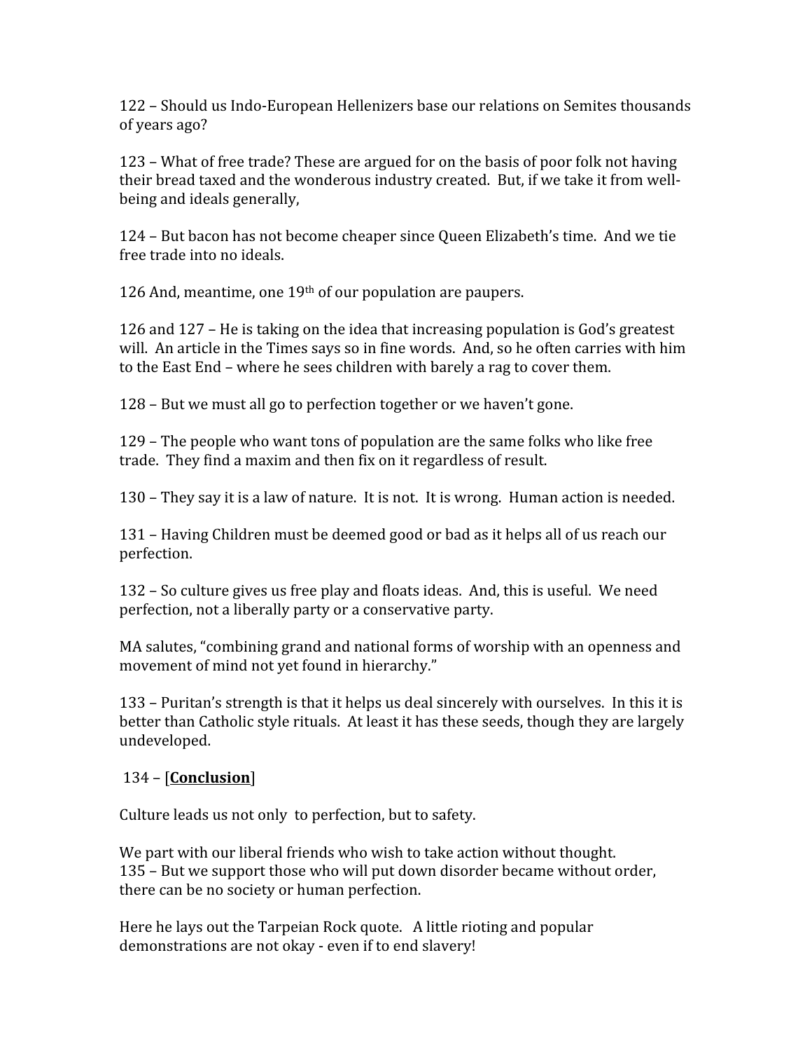122 – Should us Indo-European Hellenizers base our relations on Semites thousands of years ago?

123 – What of free trade? These are argued for on the basis of poor folk not having their bread taxed and the wonderous industry created. But, if we take it from well-being and ideals generally,

124 – But bacon has not become cheaper since Queen Elizabeth's time. And we tie free trade into no ideals.

126 And, meantime, one 19th of our population are paupers.

126 and 127 – He is taking on the idea that increasing population is God's greatest will. An article in the Times says so in fine words. And, so he often carries with him to the East End – where he sees children with barely a rag to cover them.

128 – But we must all go to perfection together or we haven't gone.

129 – The people who want tons of population are the same folks who like free trade. They find a maxim and then fix on it regardless of result.

130 – They say it is a law of nature. It is not. It is wrong. Human action is needed.

131 – Having Children must be deemed good or bad as it helps all of us reach our perfection.

132 – So culture gives us free play and floats ideas. And, this is useful. We need perfection, not a liberally party or a conservative party.

MA salutes, "combining grand and national forms of worship with an openness and movement of mind not yet found in hierarchy."

133 – Puritan's strength is that it helps us deal sincerely with ourselves. In this it is better than Catholic style rituals. At least it has these seeds, though they are largely undeveloped.

134 – [**<u>Conclusion</u>**]

Culture leads us not only to perfection, but to safety.

We part with our liberal friends who wish to take action without thought.
135 – But we support those who will put down disorder became without order, there can be no society or human perfection.

Here he lays out the Tarpeian Rock quote. A little rioting and popular demonstrations are not okay - even if to end slavery!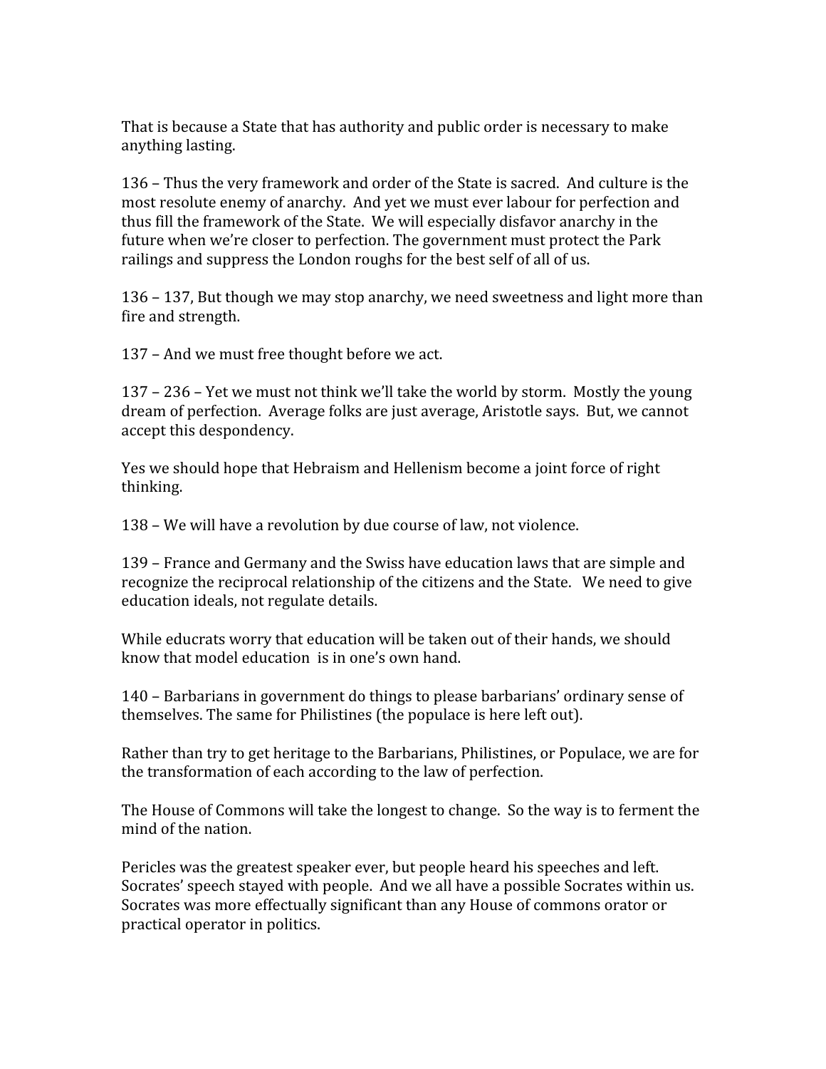That is because a State that has authority and public order is necessary to make anything lasting.

136 – Thus the very framework and order of the State is sacred. And culture is the most resolute enemy of anarchy. And yet we must ever labour for perfection and thus fill the framework of the State. We will especially disfavor anarchy in the future when we're closer to perfection. The government must protect the Park railings and suppress the London roughs for the best self of all of us.

136 – 137, But though we may stop anarchy, we need sweetness and light more than fire and strength.

137 – And we must free thought before we act.

137 – 236 – Yet we must not think we'll take the world by storm. Mostly the young dream of perfection. Average folks are just average, Aristotle says. But, we cannot accept this despondency.

Yes we should hope that Hebraism and Hellenism become a joint force of right thinking.

138 – We will have a revolution by due course of law, not violence.

139 – France and Germany and the Swiss have education laws that are simple and recognize the reciprocal relationship of the citizens and the State. We need to give education ideals, not regulate details.

While educrats worry that education will be taken out of their hands, we should know that model education is in one's own hand.

140 – Barbarians in government do things to please barbarians' ordinary sense of themselves. The same for Philistines (the populace is here left out).

Rather than try to get heritage to the Barbarians, Philistines, or Populace, we are for the transformation of each according to the law of perfection.

The House of Commons will take the longest to change. So the way is to ferment the mind of the nation.

Pericles was the greatest speaker ever, but people heard his speeches and left. Socrates' speech stayed with people. And we all have a possible Socrates within us. Socrates was more effectually significant than any House of commons orator or practical operator in politics.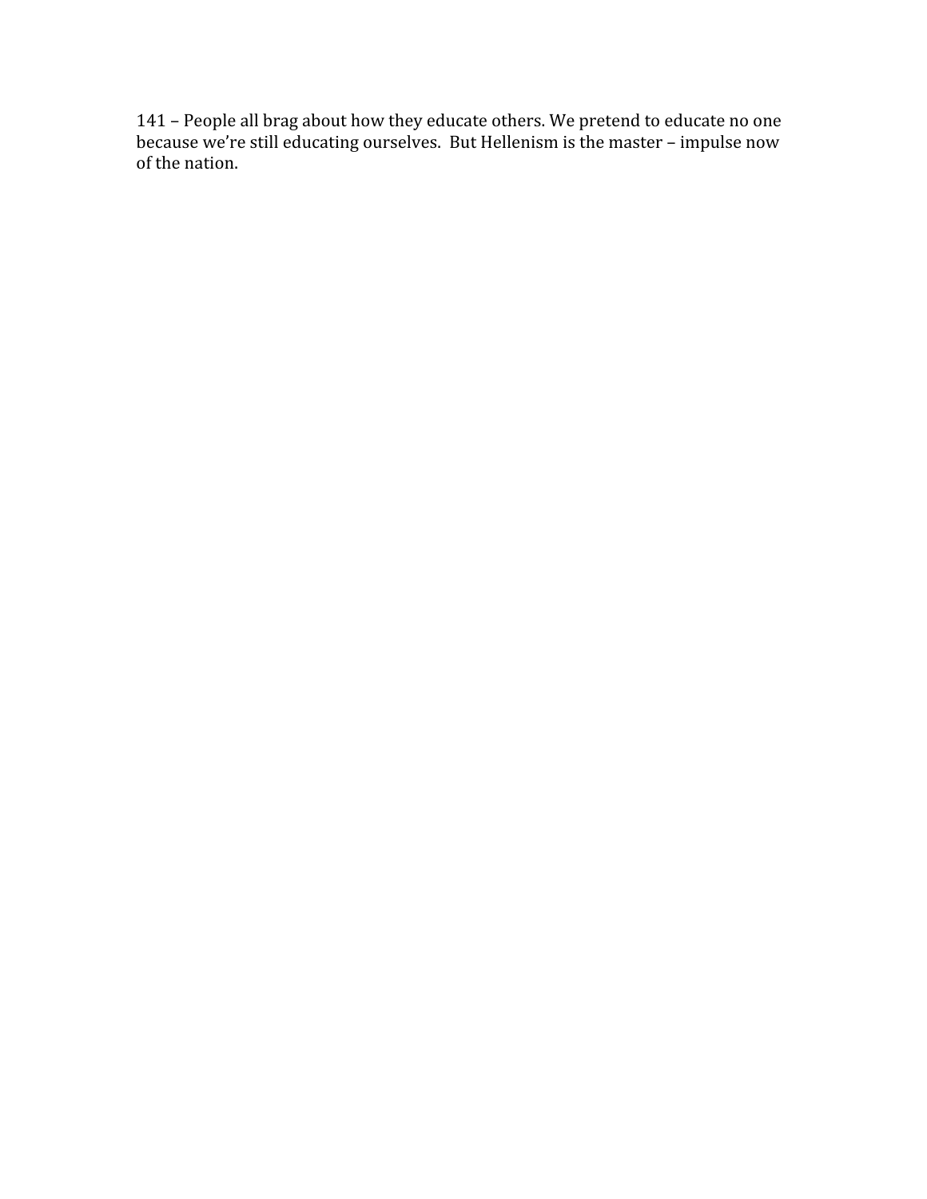141 – People all brag about how they educate others. We pretend to educate no one because we're still educating ourselves.  But Hellenism is the master – impulse now of the nation.